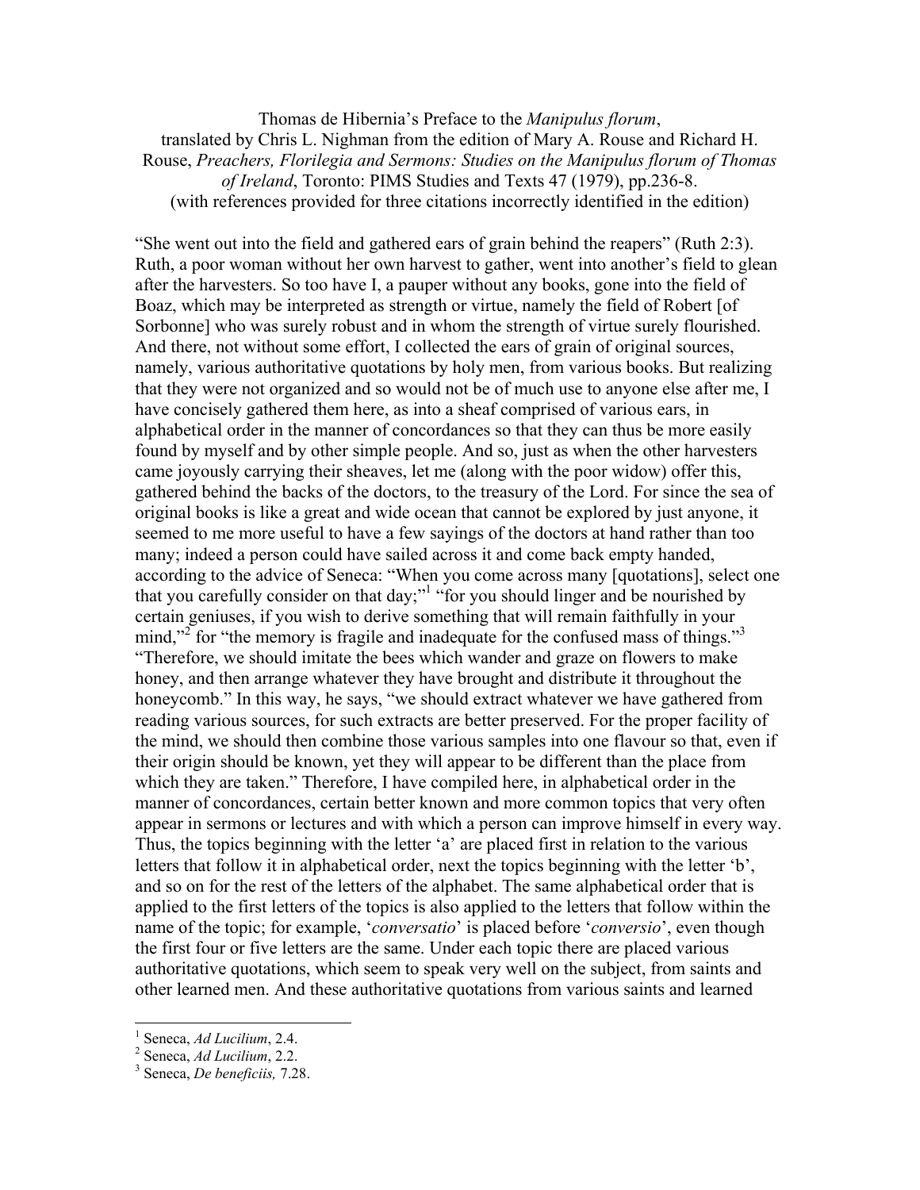Thomas de Hibernia's Preface to the *Manipulus florum*,
translated by Chris L. Nighman from the edition of Mary A. Rouse and Richard H. Rouse, *Preachers, Florilegia and Sermons: Studies on the Manipulus florum of Thomas of Ireland*, Toronto: PIMS Studies and Texts 47 (1979), pp.236-8.
(with references provided for three citations incorrectly identified in the edition)

"She went out into the field and gathered ears of grain behind the reapers" (Ruth 2:3). Ruth, a poor woman without her own harvest to gather, went into another's field to glean after the harvesters. So too have I, a pauper without any books, gone into the field of Boaz, which may be interpreted as strength or virtue, namely the field of Robert [of Sorbonne] who was surely robust and in whom the strength of virtue surely flourished. And there, not without some effort, I collected the ears of grain of original sources, namely, various authoritative quotations by holy men, from various books. But realizing that they were not organized and so would not be of much use to anyone else after me, I have concisely gathered them here, as into a sheaf comprised of various ears, in alphabetical order in the manner of concordances so that they can thus be more easily found by myself and by other simple people. And so, just as when the other harvesters came joyously carrying their sheaves, let me (along with the poor widow) offer this, gathered behind the backs of the doctors, to the treasury of the Lord. For since the sea of original books is like a great and wide ocean that cannot be explored by just anyone, it seemed to me more useful to have a few sayings of the doctors at hand rather than too many; indeed a person could have sailed across it and come back empty handed, according to the advice of Seneca: "When you come across many [quotations], select one that you carefully consider on that day;"[1] "for you should linger and be nourished by certain geniuses, if you wish to derive something that will remain faithfully in your mind,"[2] for "the memory is fragile and inadequate for the confused mass of things."[3] "Therefore, we should imitate the bees which wander and graze on flowers to make honey, and then arrange whatever they have brought and distribute it throughout the honeycomb." In this way, he says, "we should extract whatever we have gathered from reading various sources, for such extracts are better preserved. For the proper facility of the mind, we should then combine those various samples into one flavour so that, even if their origin should be known, yet they will appear to be different than the place from which they are taken." Therefore, I have compiled here, in alphabetical order in the manner of concordances, certain better known and more common topics that very often appear in sermons or lectures and with which a person can improve himself in every way. Thus, the topics beginning with the letter 'a' are placed first in relation to the various letters that follow it in alphabetical order, next the topics beginning with the letter 'b', and so on for the rest of the letters of the alphabet. The same alphabetical order that is applied to the first letters of the topics is also applied to the letters that follow within the name of the topic; for example, '*conversatio*' is placed before '*conversio*', even though the first four or five letters are the same. Under each topic there are placed various authoritative quotations, which seem to speak very well on the subject, from saints and other learned men. And these authoritative quotations from various saints and learned

---

[1] Seneca, *Ad Lucilium*, 2.4.
[2] Seneca, *Ad Lucilium*, 2.2.
[3] Seneca, *De beneficiis,* 7.28.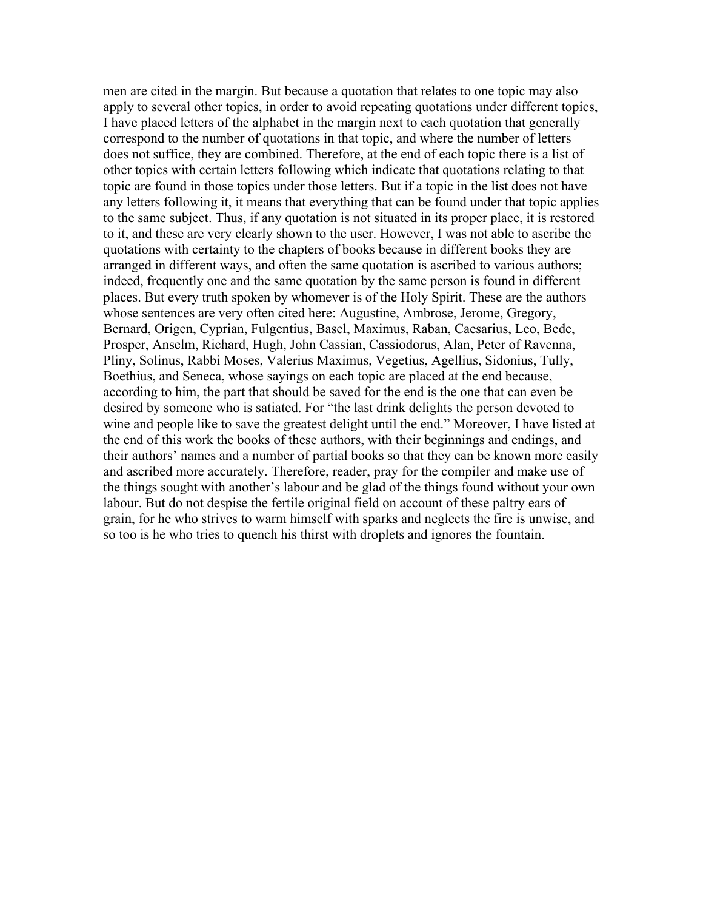men are cited in the margin. But because a quotation that relates to one topic may also apply to several other topics, in order to avoid repeating quotations under different topics, I have placed letters of the alphabet in the margin next to each quotation that generally correspond to the number of quotations in that topic, and where the number of letters does not suffice, they are combined. Therefore, at the end of each topic there is a list of other topics with certain letters following which indicate that quotations relating to that topic are found in those topics under those letters. But if a topic in the list does not have any letters following it, it means that everything that can be found under that topic applies to the same subject. Thus, if any quotation is not situated in its proper place, it is restored to it, and these are very clearly shown to the user. However, I was not able to ascribe the quotations with certainty to the chapters of books because in different books they are arranged in different ways, and often the same quotation is ascribed to various authors; indeed, frequently one and the same quotation by the same person is found in different places. But every truth spoken by whomever is of the Holy Spirit. These are the authors whose sentences are very often cited here: Augustine, Ambrose, Jerome, Gregory, Bernard, Origen, Cyprian, Fulgentius, Basel, Maximus, Raban, Caesarius, Leo, Bede, Prosper, Anselm, Richard, Hugh, John Cassian, Cassiodorus, Alan, Peter of Ravenna, Pliny, Solinus, Rabbi Moses, Valerius Maximus, Vegetius, Agellius, Sidonius, Tully, Boethius, and Seneca, whose sayings on each topic are placed at the end because, according to him, the part that should be saved for the end is the one that can even be desired by someone who is satiated. For "the last drink delights the person devoted to wine and people like to save the greatest delight until the end." Moreover, I have listed at the end of this work the books of these authors, with their beginnings and endings, and their authors' names and a number of partial books so that they can be known more easily and ascribed more accurately. Therefore, reader, pray for the compiler and make use of the things sought with another's labour and be glad of the things found without your own labour. But do not despise the fertile original field on account of these paltry ears of grain, for he who strives to warm himself with sparks and neglects the fire is unwise, and so too is he who tries to quench his thirst with droplets and ignores the fountain.